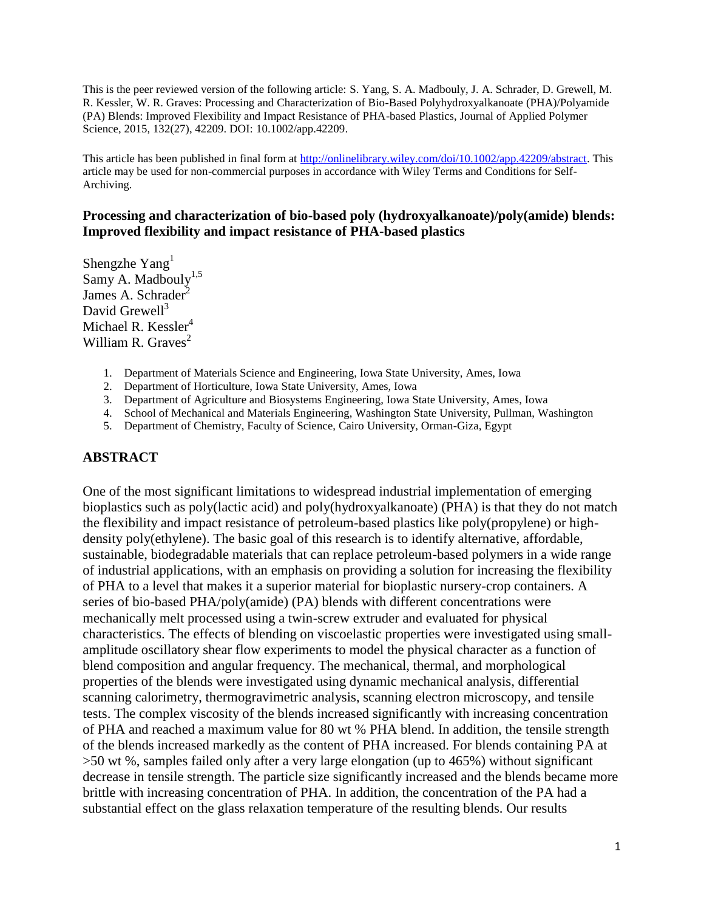This is the peer reviewed version of the following article: S. Yang, S. A. Madbouly, J. A. Schrader, D. Grewell, M. R. Kessler, W. R. Graves: Processing and Characterization of Bio-Based Polyhydroxyalkanoate (PHA)/Polyamide (PA) Blends: Improved Flexibility and Impact Resistance of PHA-based Plastics, Journal of Applied Polymer Science, 2015, 132(27), 42209. DOI: 10.1002/app.42209.

This article has been published in final form at http://onlinelibrary.wiley.com/doi/10.1002/app.42209/abstract. This article may be used for non-commercial purposes in accordance with Wiley Terms and Conditions for Self-Archiving.

### Processing and characterization of bio-based poly (hydroxyalkanoate)/poly(amide) blends: Improved flexibility and impact resistance of PHA-based plastics

Shengzhe Yang[1]
Samy A. Madbouly[1,5]
James A. Schrader[2]
David Grewell[3]
Michael R. Kessler[4]
William R. Graves[2]

1. Department of Materials Science and Engineering, Iowa State University, Ames, Iowa
2. Department of Horticulture, Iowa State University, Ames, Iowa
3. Department of Agriculture and Biosystems Engineering, Iowa State University, Ames, Iowa
4. School of Mechanical and Materials Engineering, Washington State University, Pullman, Washington
5. Department of Chemistry, Faculty of Science, Cairo University, Orman-Giza, Egypt

## ABSTRACT

One of the most significant limitations to widespread industrial implementation of emerging bioplastics such as poly(lactic acid) and poly(hydroxyalkanoate) (PHA) is that they do not match the flexibility and impact resistance of petroleum-based plastics like poly(propylene) or high-density poly(ethylene). The basic goal of this research is to identify alternative, affordable, sustainable, biodegradable materials that can replace petroleum-based polymers in a wide range of industrial applications, with an emphasis on providing a solution for increasing the flexibility of PHA to a level that makes it a superior material for bioplastic nursery-crop containers. A series of bio-based PHA/poly(amide) (PA) blends with different concentrations were mechanically melt processed using a twin-screw extruder and evaluated for physical characteristics. The effects of blending on viscoelastic properties were investigated using small-amplitude oscillatory shear flow experiments to model the physical character as a function of blend composition and angular frequency. The mechanical, thermal, and morphological properties of the blends were investigated using dynamic mechanical analysis, differential scanning calorimetry, thermogravimetric analysis, scanning electron microscopy, and tensile tests. The complex viscosity of the blends increased significantly with increasing concentration of PHA and reached a maximum value for 80 wt % PHA blend. In addition, the tensile strength of the blends increased markedly as the content of PHA increased. For blends containing PA at >50 wt %, samples failed only after a very large elongation (up to 465%) without significant decrease in tensile strength. The particle size significantly increased and the blends became more brittle with increasing concentration of PHA. In addition, the concentration of the PA had a substantial effect on the glass relaxation temperature of the resulting blends. Our results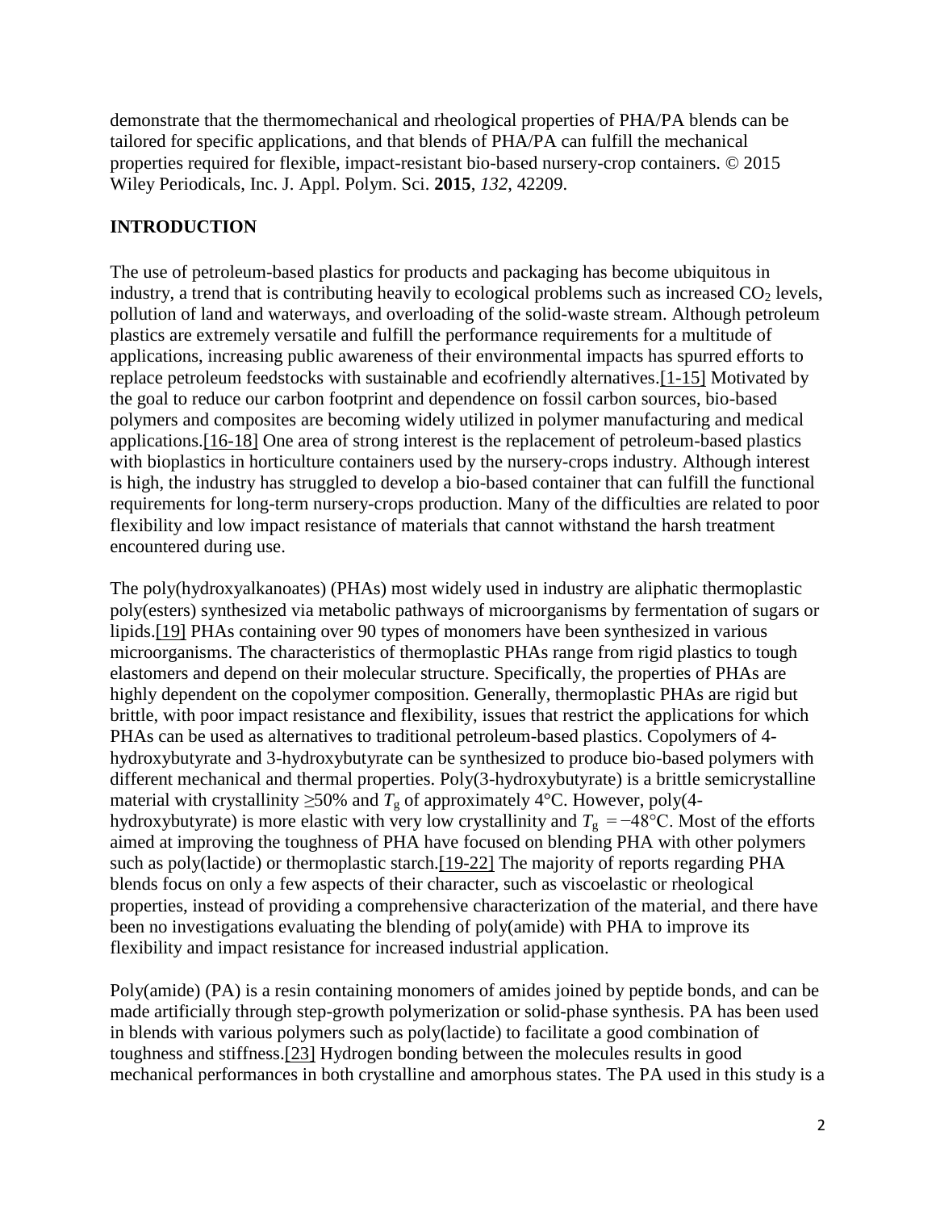demonstrate that the thermomechanical and rheological properties of PHA/PA blends can be tailored for specific applications, and that blends of PHA/PA can fulfill the mechanical properties required for flexible, impact-resistant bio-based nursery-crop containers. © 2015 Wiley Periodicals, Inc. J. Appl. Polym. Sci. **2015**, *132*, 42209.

## INTRODUCTION

The use of petroleum-based plastics for products and packaging has become ubiquitous in industry, a trend that is contributing heavily to ecological problems such as increased $CO_2$ levels, pollution of land and waterways, and overloading of the solid-waste stream. Although petroleum plastics are extremely versatile and fulfill the performance requirements for a multitude of applications, increasing public awareness of their environmental impacts has spurred efforts to replace petroleum feedstocks with sustainable and ecofriendly alternatives.[1-15] Motivated by the goal to reduce our carbon footprint and dependence on fossil carbon sources, bio-based polymers and composites are becoming widely utilized in polymer manufacturing and medical applications.[16-18] One area of strong interest is the replacement of petroleum-based plastics with bioplastics in horticulture containers used by the nursery-crops industry. Although interest is high, the industry has struggled to develop a bio-based container that can fulfill the functional requirements for long-term nursery-crops production. Many of the difficulties are related to poor flexibility and low impact resistance of materials that cannot withstand the harsh treatment encountered during use.

The poly(hydroxyalkanoates) (PHAs) most widely used in industry are aliphatic thermoplastic poly(esters) synthesized via metabolic pathways of microorganisms by fermentation of sugars or lipids.[19] PHAs containing over 90 types of monomers have been synthesized in various microorganisms. The characteristics of thermoplastic PHAs range from rigid plastics to tough elastomers and depend on their molecular structure. Specifically, the properties of PHAs are highly dependent on the copolymer composition. Generally, thermoplastic PHAs are rigid but brittle, with poor impact resistance and flexibility, issues that restrict the applications for which PHAs can be used as alternatives to traditional petroleum-based plastics. Copolymers of 4-hydroxybutyrate and 3-hydroxybutyrate can be synthesized to produce bio-based polymers with different mechanical and thermal properties. Poly(3-hydroxybutyrate) is a brittle semicrystalline material with crystallinity ≥50% and $T_g$ of approximately 4°C. However, poly(4-hydroxybutyrate) is more elastic with very low crystallinity and $T_g = -48$°C. Most of the efforts aimed at improving the toughness of PHA have focused on blending PHA with other polymers such as poly(lactide) or thermoplastic starch.[19-22] The majority of reports regarding PHA blends focus on only a few aspects of their character, such as viscoelastic or rheological properties, instead of providing a comprehensive characterization of the material, and there have been no investigations evaluating the blending of poly(amide) with PHA to improve its flexibility and impact resistance for increased industrial application.

Poly(amide) (PA) is a resin containing monomers of amides joined by peptide bonds, and can be made artificially through step-growth polymerization or solid-phase synthesis. PA has been used in blends with various polymers such as poly(lactide) to facilitate a good combination of toughness and stiffness.[23] Hydrogen bonding between the molecules results in good mechanical performances in both crystalline and amorphous states. The PA used in this study is a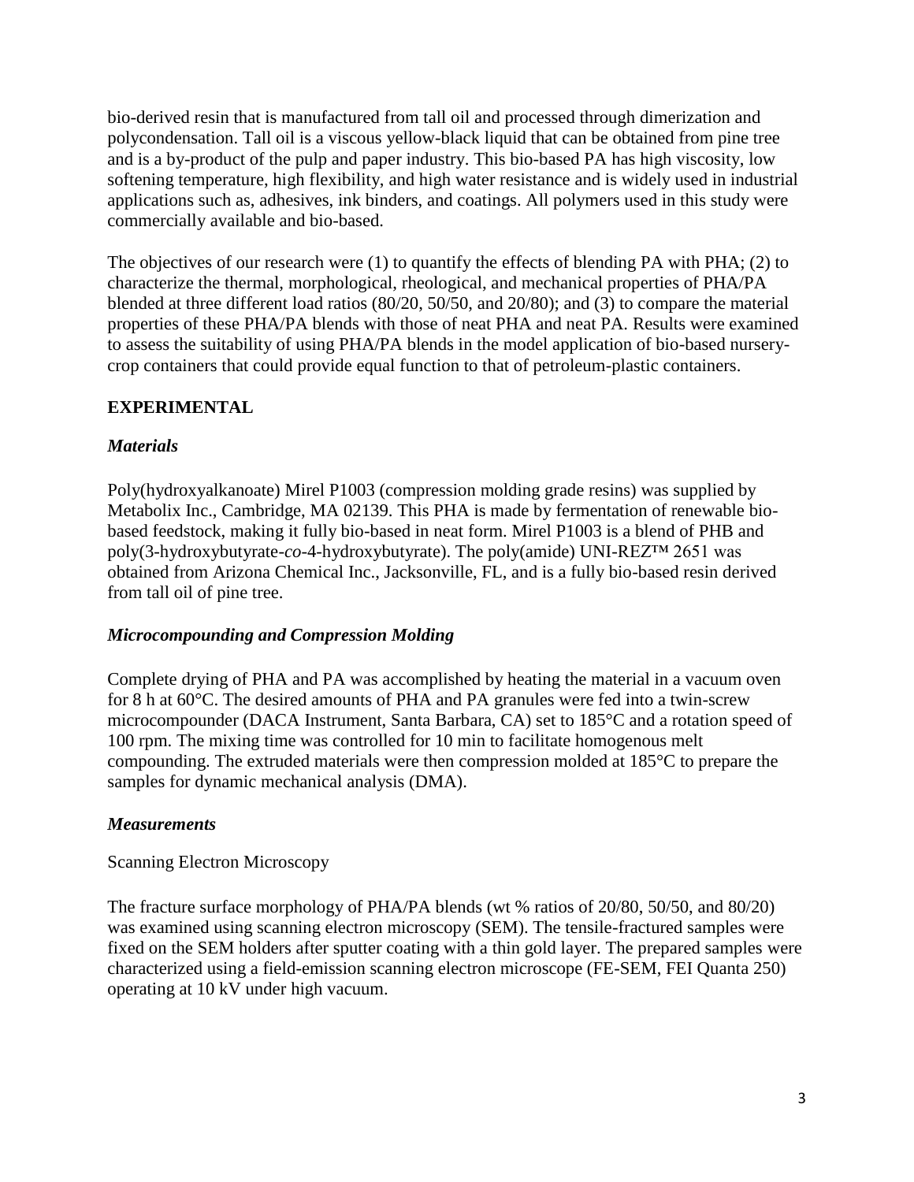bio-derived resin that is manufactured from tall oil and processed through dimerization and polycondensation. Tall oil is a viscous yellow-black liquid that can be obtained from pine tree and is a by-product of the pulp and paper industry. This bio-based PA has high viscosity, low softening temperature, high flexibility, and high water resistance and is widely used in industrial applications such as, adhesives, ink binders, and coatings. All polymers used in this study were commercially available and bio-based.

The objectives of our research were (1) to quantify the effects of blending PA with PHA; (2) to characterize the thermal, morphological, rheological, and mechanical properties of PHA/PA blended at three different load ratios (80/20, 50/50, and 20/80); and (3) to compare the material properties of these PHA/PA blends with those of neat PHA and neat PA. Results were examined to assess the suitability of using PHA/PA blends in the model application of bio-based nursery-crop containers that could provide equal function to that of petroleum-plastic containers.

## EXPERIMENTAL

### *Materials*

Poly(hydroxyalkanoate) Mirel P1003 (compression molding grade resins) was supplied by Metabolix Inc., Cambridge, MA 02139. This PHA is made by fermentation of renewable bio-based feedstock, making it fully bio-based in neat form. Mirel P1003 is a blend of PHB and poly(3-hydroxybutyrate-*co*-4-hydroxybutyrate). The poly(amide) UNI-REZ™ 2651 was obtained from Arizona Chemical Inc., Jacksonville, FL, and is a fully bio-based resin derived from tall oil of pine tree.

### *Microcompounding and Compression Molding*

Complete drying of PHA and PA was accomplished by heating the material in a vacuum oven for 8 h at 60°C. The desired amounts of PHA and PA granules were fed into a twin-screw microcompounder (DACA Instrument, Santa Barbara, CA) set to 185°C and a rotation speed of 100 rpm. The mixing time was controlled for 10 min to facilitate homogenous melt compounding. The extruded materials were then compression molded at 185°C to prepare the samples for dynamic mechanical analysis (DMA).

### *Measurements*

Scanning Electron Microscopy

The fracture surface morphology of PHA/PA blends (wt % ratios of 20/80, 50/50, and 80/20) was examined using scanning electron microscopy (SEM). The tensile-fractured samples were fixed on the SEM holders after sputter coating with a thin gold layer. The prepared samples were characterized using a field-emission scanning electron microscope (FE-SEM, FEI Quanta 250) operating at 10 kV under high vacuum.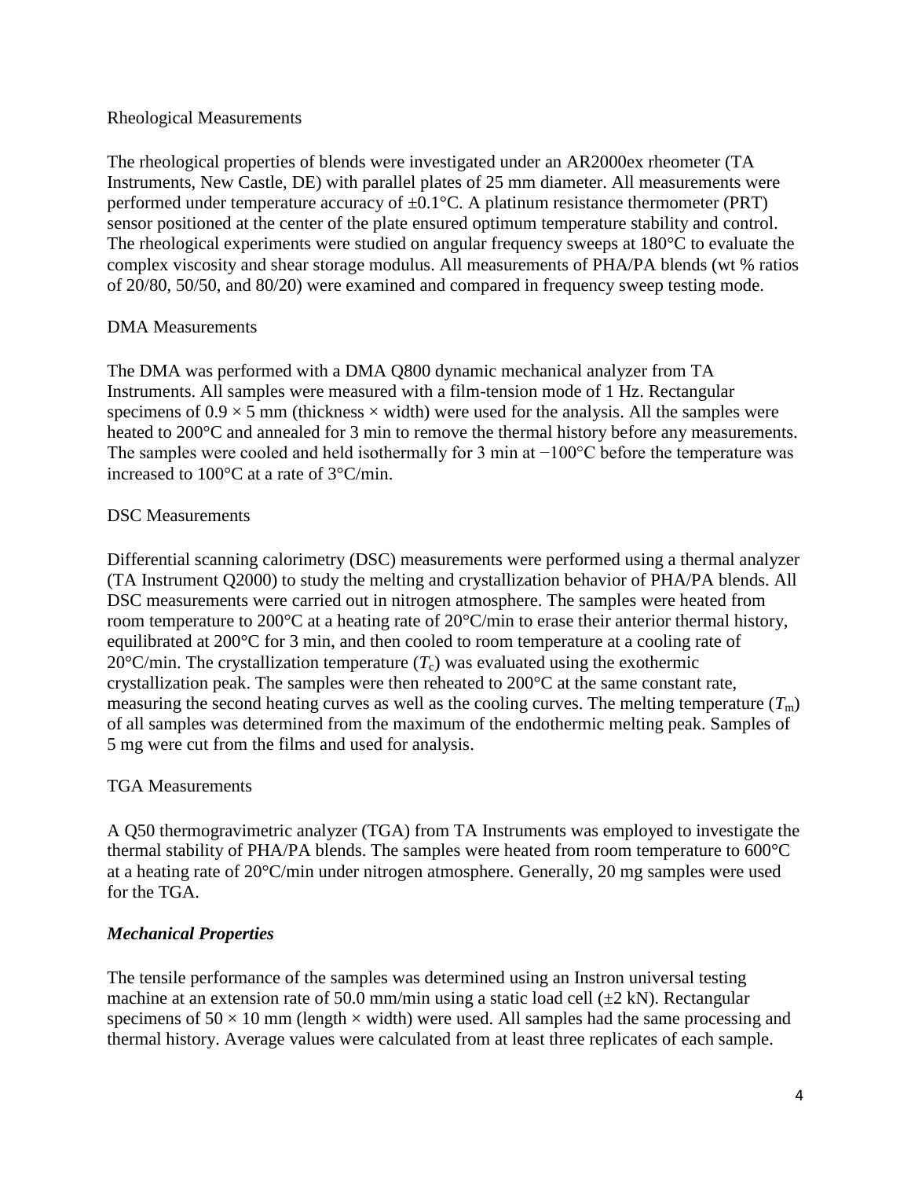### Rheological Measurements

The rheological properties of blends were investigated under an AR2000ex rheometer (TA Instruments, New Castle, DE) with parallel plates of 25 mm diameter. All measurements were performed under temperature accuracy of ±0.1°C. A platinum resistance thermometer (PRT) sensor positioned at the center of the plate ensured optimum temperature stability and control. The rheological experiments were studied on angular frequency sweeps at 180°C to evaluate the complex viscosity and shear storage modulus. All measurements of PHA/PA blends (wt % ratios of 20/80, 50/50, and 80/20) were examined and compared in frequency sweep testing mode.

### DMA Measurements

The DMA was performed with a DMA Q800 dynamic mechanical analyzer from TA Instruments. All samples were measured with a film-tension mode of 1 Hz. Rectangular specimens of 0.9 × 5 mm (thickness × width) were used for the analysis. All the samples were heated to 200°C and annealed for 3 min to remove the thermal history before any measurements. The samples were cooled and held isothermally for 3 min at −100°C before the temperature was increased to 100°C at a rate of 3°C/min.

### DSC Measurements

Differential scanning calorimetry (DSC) measurements were performed using a thermal analyzer (TA Instrument Q2000) to study the melting and crystallization behavior of PHA/PA blends. All DSC measurements were carried out in nitrogen atmosphere. The samples were heated from room temperature to 200°C at a heating rate of 20°C/min to erase their anterior thermal history, equilibrated at 200°C for 3 min, and then cooled to room temperature at a cooling rate of 20°C/min. The crystallization temperature ($T_c$) was evaluated using the exothermic crystallization peak. The samples were then reheated to 200°C at the same constant rate, measuring the second heating curves as well as the cooling curves. The melting temperature ($T_m$) of all samples was determined from the maximum of the endothermic melting peak. Samples of 5 mg were cut from the films and used for analysis.

### TGA Measurements

A Q50 thermogravimetric analyzer (TGA) from TA Instruments was employed to investigate the thermal stability of PHA/PA blends. The samples were heated from room temperature to 600°C at a heating rate of 20°C/min under nitrogen atmosphere. Generally, 20 mg samples were used for the TGA.

## ***Mechanical Properties***

The tensile performance of the samples was determined using an Instron universal testing machine at an extension rate of 50.0 mm/min using a static load cell (±2 kN). Rectangular specimens of 50 × 10 mm (length × width) were used. All samples had the same processing and thermal history. Average values were calculated from at least three replicates of each sample.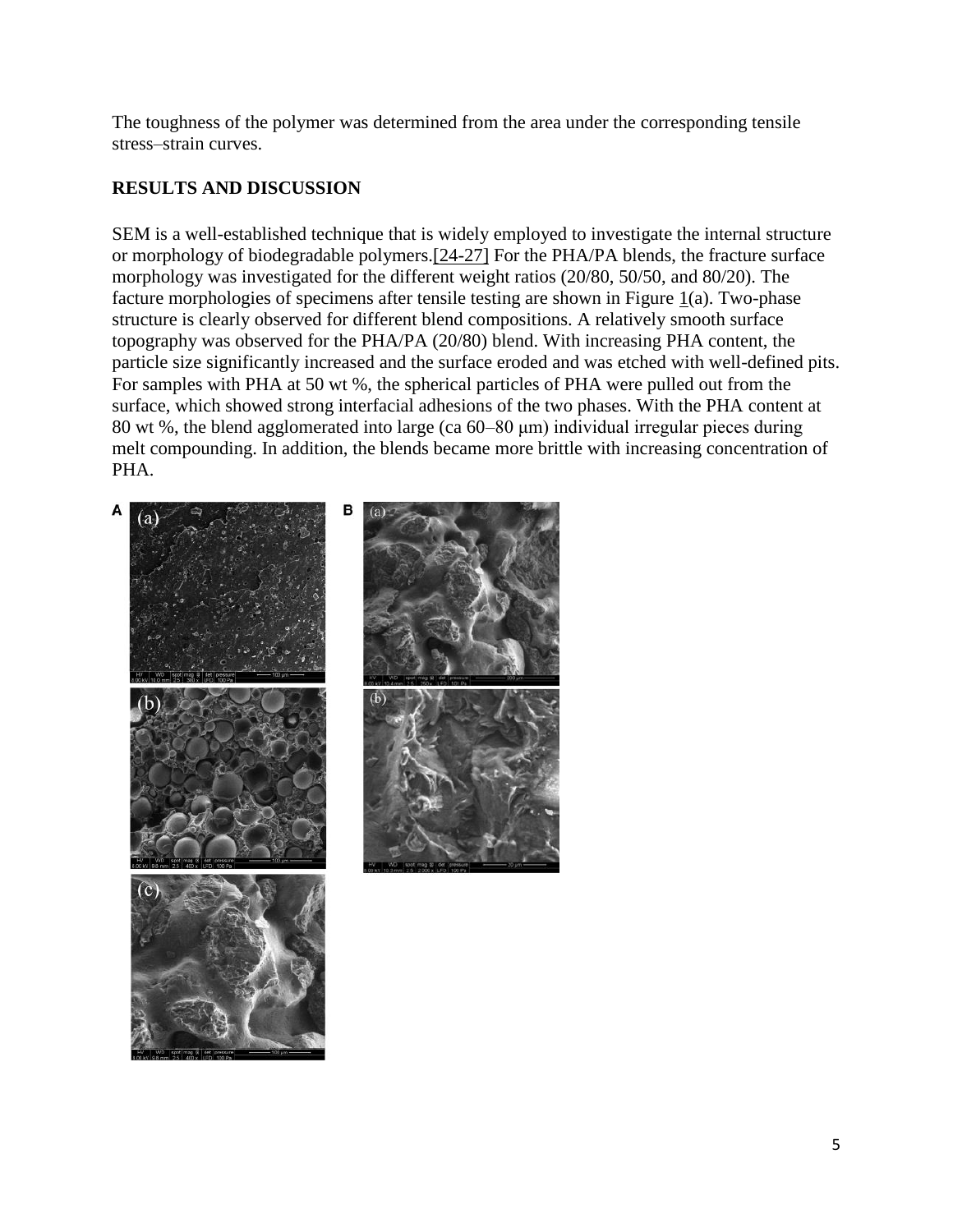The toughness of the polymer was determined from the area under the corresponding tensile stress–strain curves.

## RESULTS AND DISCUSSION

SEM is a well-established technique that is widely employed to investigate the internal structure or morphology of biodegradable polymers.[24-27] For the PHA/PA blends, the fracture surface morphology was investigated for the different weight ratios (20/80, 50/50, and 80/20). The facture morphologies of specimens after tensile testing are shown in Figure 1(a). Two-phase structure is clearly observed for different blend compositions. A relatively smooth surface topography was observed for the PHA/PA (20/80) blend. With increasing PHA content, the particle size significantly increased and the surface eroded and was etched with well-defined pits. For samples with PHA at 50 wt %, the spherical particles of PHA were pulled out from the surface, which showed strong interfacial adhesions of the two phases. With the PHA content at 80 wt %, the blend agglomerated into large (ca 60–80 μm) individual irregular pieces during melt compounding. In addition, the blends became more brittle with increasing concentration of PHA.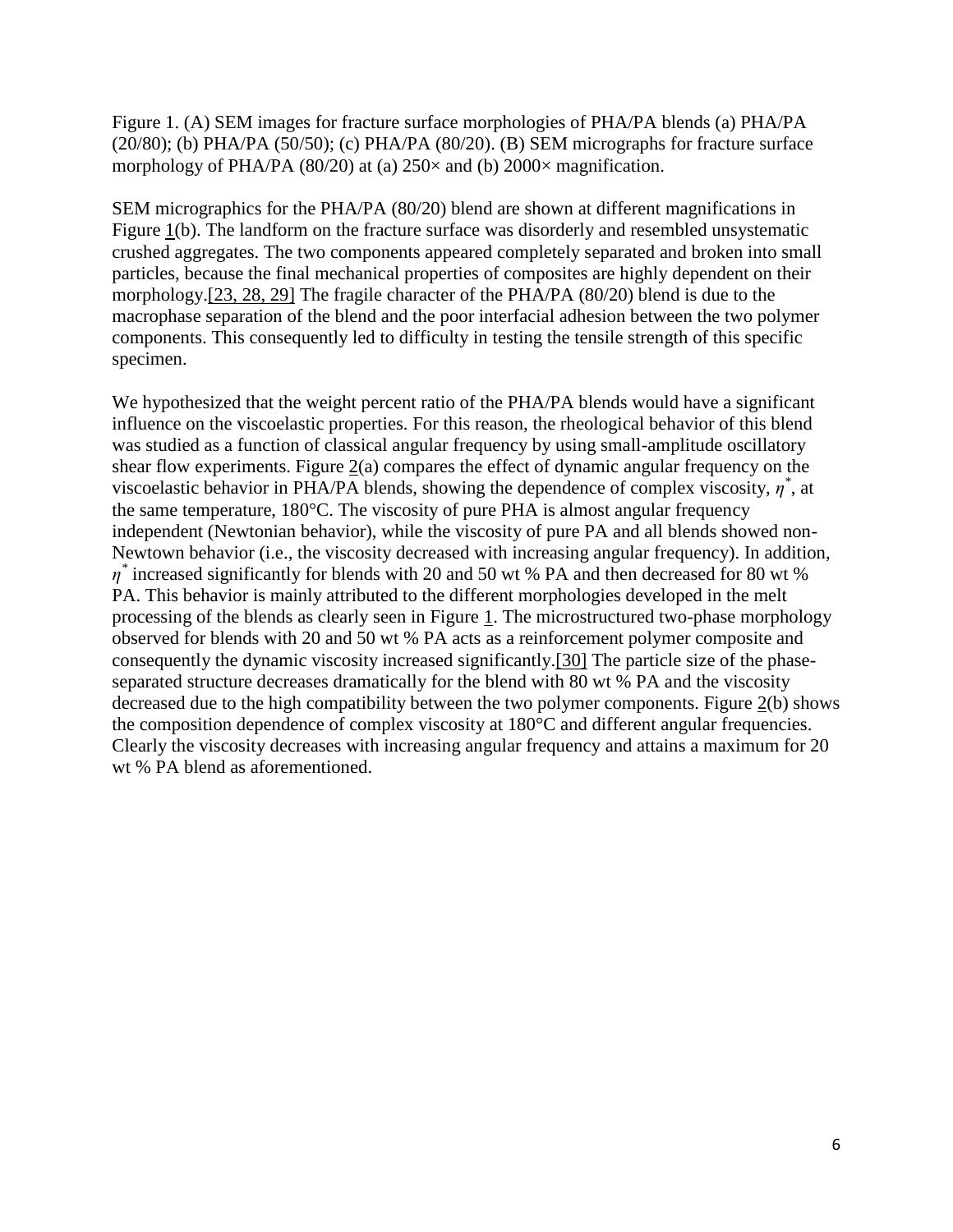Figure 1. (A) SEM images for fracture surface morphologies of PHA/PA blends (a) PHA/PA (20/80); (b) PHA/PA (50/50); (c) PHA/PA (80/20). (B) SEM micrographs for fracture surface morphology of PHA/PA (80/20) at (a) 250× and (b) 2000× magnification.

SEM micrographics for the PHA/PA (80/20) blend are shown at different magnifications in Figure 1(b). The landform on the fracture surface was disorderly and resembled unsystematic crushed aggregates. The two components appeared completely separated and broken into small particles, because the final mechanical properties of composites are highly dependent on their morphology.[23, 28, 29] The fragile character of the PHA/PA (80/20) blend is due to the macrophase separation of the blend and the poor interfacial adhesion between the two polymer components. This consequently led to difficulty in testing the tensile strength of this specific specimen.

We hypothesized that the weight percent ratio of the PHA/PA blends would have a significant influence on the viscoelastic properties. For this reason, the rheological behavior of this blend was studied as a function of classical angular frequency by using small-amplitude oscillatory shear flow experiments. Figure 2(a) compares the effect of dynamic angular frequency on the viscoelastic behavior in PHA/PA blends, showing the dependence of complex viscosity, $\eta^*$, at the same temperature, 180°C. The viscosity of pure PHA is almost angular frequency independent (Newtonian behavior), while the viscosity of pure PA and all blends showed non-Newtown behavior (i.e., the viscosity decreased with increasing angular frequency). In addition, $\eta^*$ increased significantly for blends with 20 and 50 wt % PA and then decreased for 80 wt % PA. This behavior is mainly attributed to the different morphologies developed in the melt processing of the blends as clearly seen in Figure 1. The microstructured two-phase morphology observed for blends with 20 and 50 wt % PA acts as a reinforcement polymer composite and consequently the dynamic viscosity increased significantly.[30] The particle size of the phase-separated structure decreases dramatically for the blend with 80 wt % PA and the viscosity decreased due to the high compatibility between the two polymer components. Figure 2(b) shows the composition dependence of complex viscosity at 180°C and different angular frequencies. Clearly the viscosity decreases with increasing angular frequency and attains a maximum for 20 wt % PA blend as aforementioned.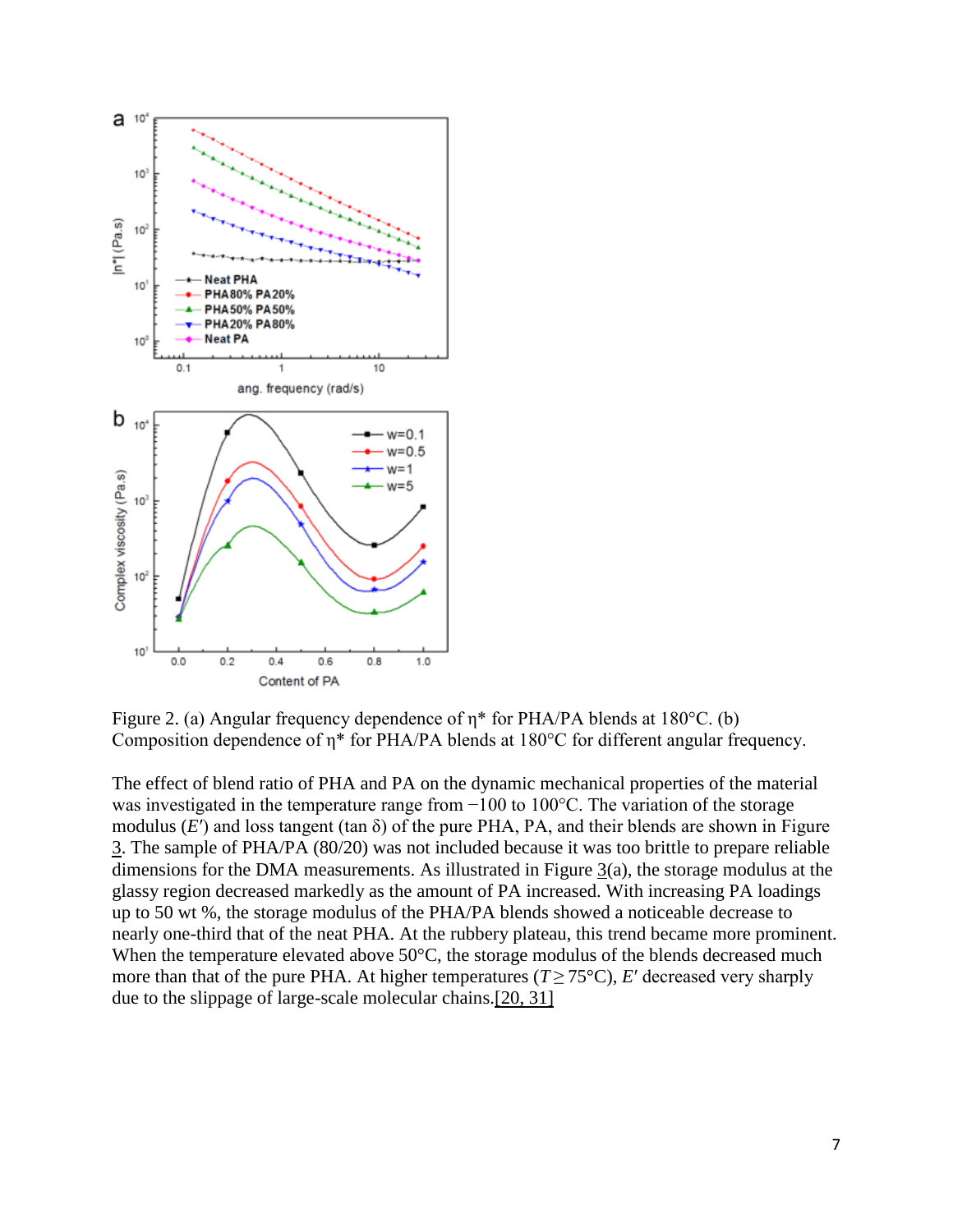Figure 2. (a) Angular frequency dependence of η* for PHA/PA blends at 180°C. (b) Composition dependence of η* for PHA/PA blends at 180°C for different angular frequency.

The effect of blend ratio of PHA and PA on the dynamic mechanical properties of the material was investigated in the temperature range from −100 to 100°C. The variation of the storage modulus ($E'$) and loss tangent (tan δ) of the pure PHA, PA, and their blends are shown in Figure 3. The sample of PHA/PA (80/20) was not included because it was too brittle to prepare reliable dimensions for the DMA measurements. As illustrated in Figure 3(a), the storage modulus at the glassy region decreased markedly as the amount of PA increased. With increasing PA loadings up to 50 wt %, the storage modulus of the PHA/PA blends showed a noticeable decrease to nearly one-third that of the neat PHA. At the rubbery plateau, this trend became more prominent. When the temperature elevated above 50°C, the storage modulus of the blends decreased much more than that of the pure PHA. At higher temperatures ($T \geq 75$°C), $E'$ decreased very sharply due to the slippage of large-scale molecular chains.[20, 31]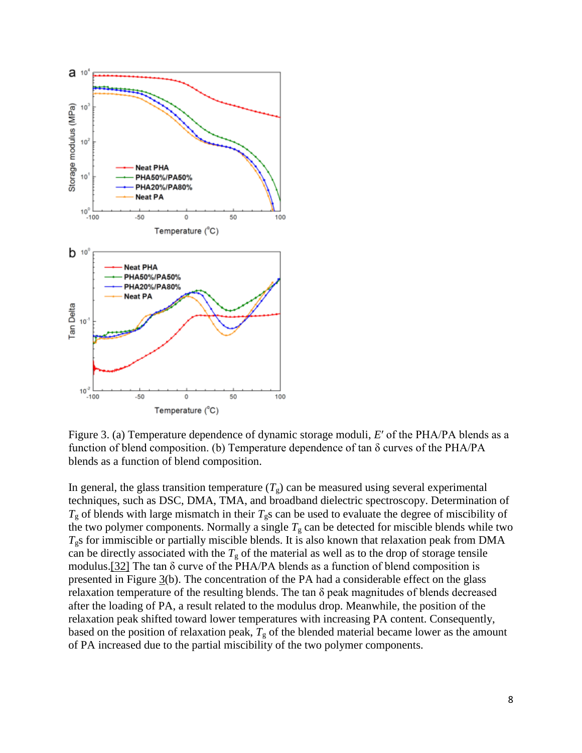Figure 3. (a) Temperature dependence of dynamic storage moduli, $E'$ of the PHA/PA blends as a function of blend composition. (b) Temperature dependence of tan δ curves of the PHA/PA blends as a function of blend composition.

In general, the glass transition temperature ($T_g$) can be measured using several experimental techniques, such as DSC, DMA, TMA, and broadband dielectric spectroscopy. Determination of $T_g$ of blends with large mismatch in their $T_g$s can be used to evaluate the degree of miscibility of the two polymer components. Normally a single $T_g$ can be detected for miscible blends while two $T_g$s for immiscible or partially miscible blends. It is also known that relaxation peak from DMA can be directly associated with the $T_g$ of the material as well as to the drop of storage tensile modulus.[32] The tan δ curve of the PHA/PA blends as a function of blend composition is presented in Figure 3(b). The concentration of the PA had a considerable effect on the glass relaxation temperature of the resulting blends. The tan δ peak magnitudes of blends decreased after the loading of PA, a result related to the modulus drop. Meanwhile, the position of the relaxation peak shifted toward lower temperatures with increasing PA content. Consequently, based on the position of relaxation peak, $T_g$ of the blended material became lower as the amount of PA increased due to the partial miscibility of the two polymer components.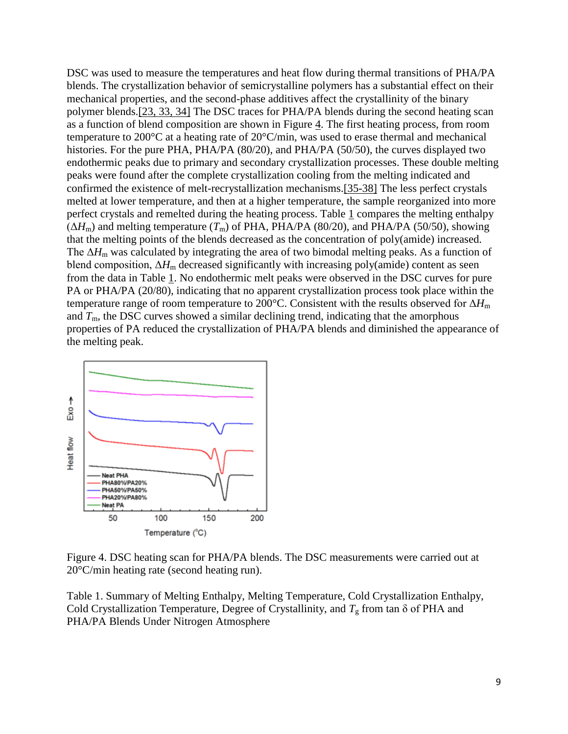DSC was used to measure the temperatures and heat flow during thermal transitions of PHA/PA blends. The crystallization behavior of semicrystalline polymers has a substantial effect on their mechanical properties, and the second-phase additives affect the crystallinity of the binary polymer blends.[23, 33, 34] The DSC traces for PHA/PA blends during the second heating scan as a function of blend composition are shown in Figure 4. The first heating process, from room temperature to 200°C at a heating rate of 20°C/min, was used to erase thermal and mechanical histories. For the pure PHA, PHA/PA (80/20), and PHA/PA (50/50), the curves displayed two endothermic peaks due to primary and secondary crystallization processes. These double melting peaks were found after the complete crystallization cooling from the melting indicated and confirmed the existence of melt-recrystallization mechanisms.[35-38] The less perfect crystals melted at lower temperature, and then at a higher temperature, the sample reorganized into more perfect crystals and remelted during the heating process. Table 1 compares the melting enthalpy ($\Delta H_m$) and melting temperature ($T_m$) of PHA, PHA/PA (80/20), and PHA/PA (50/50), showing that the melting points of the blends decreased as the concentration of poly(amide) increased. The $\Delta H_m$ was calculated by integrating the area of two bimodal melting peaks. As a function of blend composition, $\Delta H_m$ decreased significantly with increasing poly(amide) content as seen from the data in Table 1. No endothermic melt peaks were observed in the DSC curves for pure PA or PHA/PA (20/80), indicating that no apparent crystallization process took place within the temperature range of room temperature to 200°C. Consistent with the results observed for $\Delta H_m$ and $T_m$, the DSC curves showed a similar declining trend, indicating that the amorphous properties of PA reduced the crystallization of PHA/PA blends and diminished the appearance of the melting peak.

Figure 4. DSC heating scan for PHA/PA blends. The DSC measurements were carried out at 20°C/min heating rate (second heating run).

Table 1. Summary of Melting Enthalpy, Melting Temperature, Cold Crystallization Enthalpy, Cold Crystallization Temperature, Degree of Crystallinity, and $T_g$ from tan δ of PHA and PHA/PA Blends Under Nitrogen Atmosphere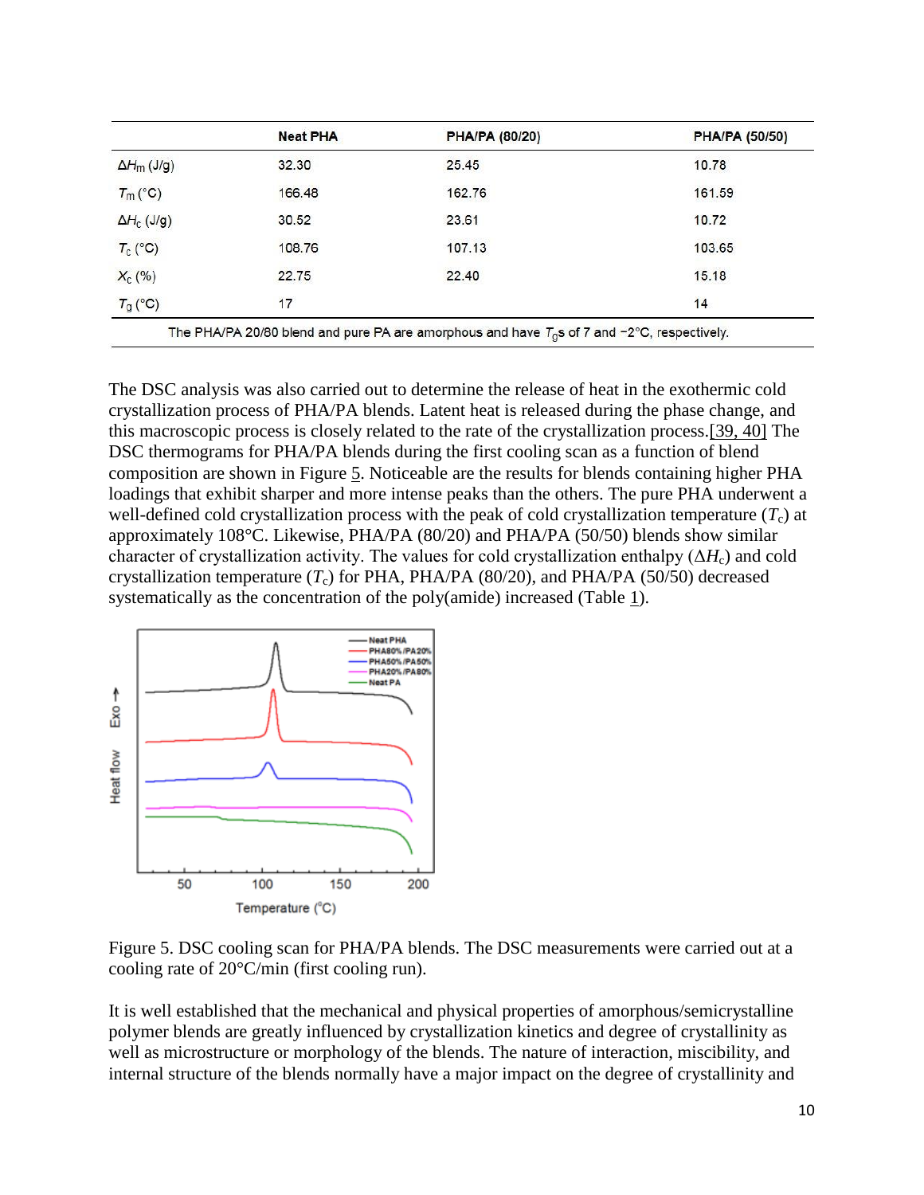|  | Neat PHA | PHA/PA (80/20) | PHA/PA (50/50) |
|---|---|---|---|
| $\Delta H_m$ (J/g) | 32.30 | 25.45 | 10.78 |
| $T_m$ (°C) | 166.48 | 162.76 | 161.59 |
| $\Delta H_c$ (J/g) | 30.52 | 23.61 | 10.72 |
| $T_c$ (°C) | 108.76 | 107.13 | 103.65 |
| $X_c$ (%) | 22.75 | 22.40 | 15.18 |
| $T_g$ (°C) | 17 |  | 14 |

The PHA/PA 20/80 blend and pure PA are amorphous and have $T_g$s of 7 and −2°C, respectively.

The DSC analysis was also carried out to determine the release of heat in the exothermic cold crystallization process of PHA/PA blends. Latent heat is released during the phase change, and this macroscopic process is closely related to the rate of the crystallization process.[39, 40] The DSC thermograms for PHA/PA blends during the first cooling scan as a function of blend composition are shown in Figure 5. Noticeable are the results for blends containing higher PHA loadings that exhibit sharper and more intense peaks than the others. The pure PHA underwent a well-defined cold crystallization process with the peak of cold crystallization temperature ($T_c$) at approximately 108°C. Likewise, PHA/PA (80/20) and PHA/PA (50/50) blends show similar character of crystallization activity. The values for cold crystallization enthalpy ($\Delta H_c$) and cold crystallization temperature ($T_c$) for PHA, PHA/PA (80/20), and PHA/PA (50/50) decreased systematically as the concentration of the poly(amide) increased (Table 1).

Figure 5. DSC cooling scan for PHA/PA blends. The DSC measurements were carried out at a cooling rate of 20°C/min (first cooling run).

It is well established that the mechanical and physical properties of amorphous/semicrystalline polymer blends are greatly influenced by crystallization kinetics and degree of crystallinity as well as microstructure or morphology of the blends. The nature of interaction, miscibility, and internal structure of the blends normally have a major impact on the degree of crystallinity and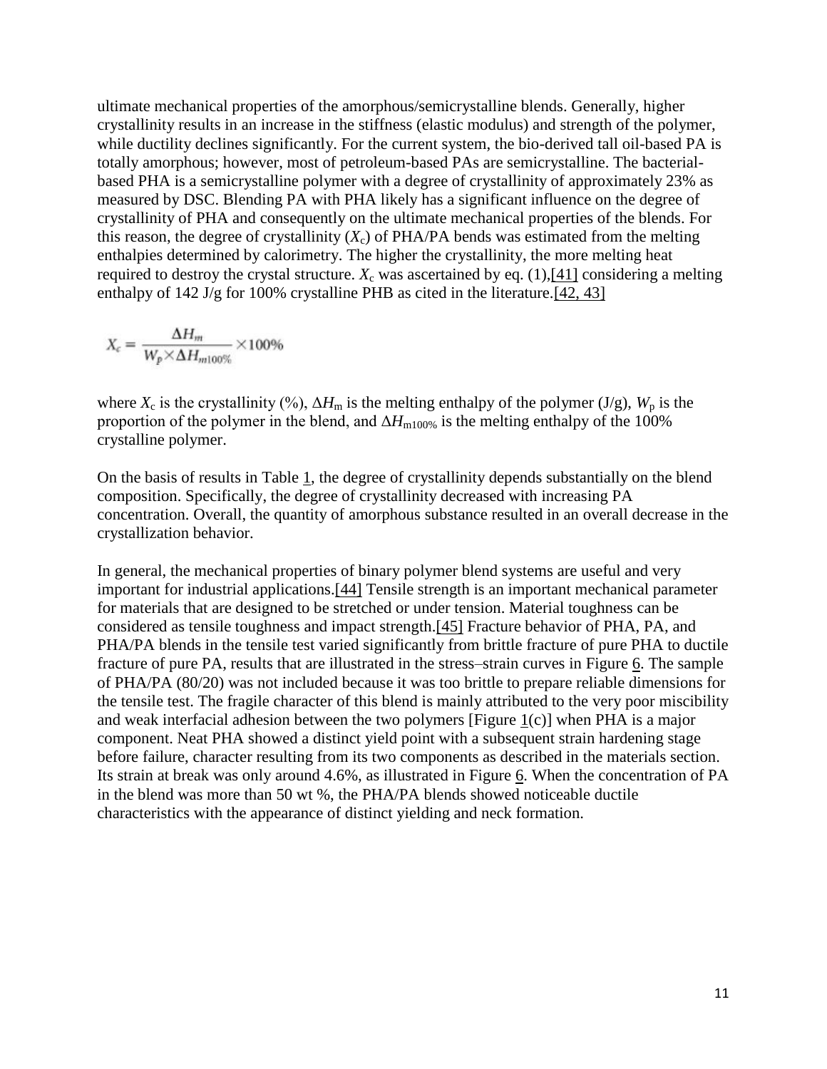ultimate mechanical properties of the amorphous/semicrystalline blends. Generally, higher crystallinity results in an increase in the stiffness (elastic modulus) and strength of the polymer, while ductility declines significantly. For the current system, the bio-derived tall oil-based PA is totally amorphous; however, most of petroleum-based PAs are semicrystalline. The bacterial-based PHA is a semicrystalline polymer with a degree of crystallinity of approximately 23% as measured by DSC. Blending PA with PHA likely has a significant influence on the degree of crystallinity of PHA and consequently on the ultimate mechanical properties of the blends. For this reason, the degree of crystallinity ($X_c$) of PHA/PA bends was estimated from the melting enthalpies determined by calorimetry. The higher the crystallinity, the more melting heat required to destroy the crystal structure. $X_c$ was ascertained by eq. (1),[41] considering a melting enthalpy of 142 J/g for 100% crystalline PHB as cited in the literature.[42, 43]

$$X_c = \frac{\Delta H_m}{W_p \times \Delta H_{m100\%}} \times 100\%$$

where $X_c$ is the crystallinity (%), $\Delta H_m$ is the melting enthalpy of the polymer (J/g), $W_p$ is the proportion of the polymer in the blend, and $\Delta H_{m100\%}$ is the melting enthalpy of the 100% crystalline polymer.

On the basis of results in Table 1, the degree of crystallinity depends substantially on the blend composition. Specifically, the degree of crystallinity decreased with increasing PA concentration. Overall, the quantity of amorphous substance resulted in an overall decrease in the crystallization behavior.

In general, the mechanical properties of binary polymer blend systems are useful and very important for industrial applications.[44] Tensile strength is an important mechanical parameter for materials that are designed to be stretched or under tension. Material toughness can be considered as tensile toughness and impact strength.[45] Fracture behavior of PHA, PA, and PHA/PA blends in the tensile test varied significantly from brittle fracture of pure PHA to ductile fracture of pure PA, results that are illustrated in the stress–strain curves in Figure 6. The sample of PHA/PA (80/20) was not included because it was too brittle to prepare reliable dimensions for the tensile test. The fragile character of this blend is mainly attributed to the very poor miscibility and weak interfacial adhesion between the two polymers [Figure 1(c)] when PHA is a major component. Neat PHA showed a distinct yield point with a subsequent strain hardening stage before failure, character resulting from its two components as described in the materials section. Its strain at break was only around 4.6%, as illustrated in Figure 6. When the concentration of PA in the blend was more than 50 wt %, the PHA/PA blends showed noticeable ductile characteristics with the appearance of distinct yielding and neck formation.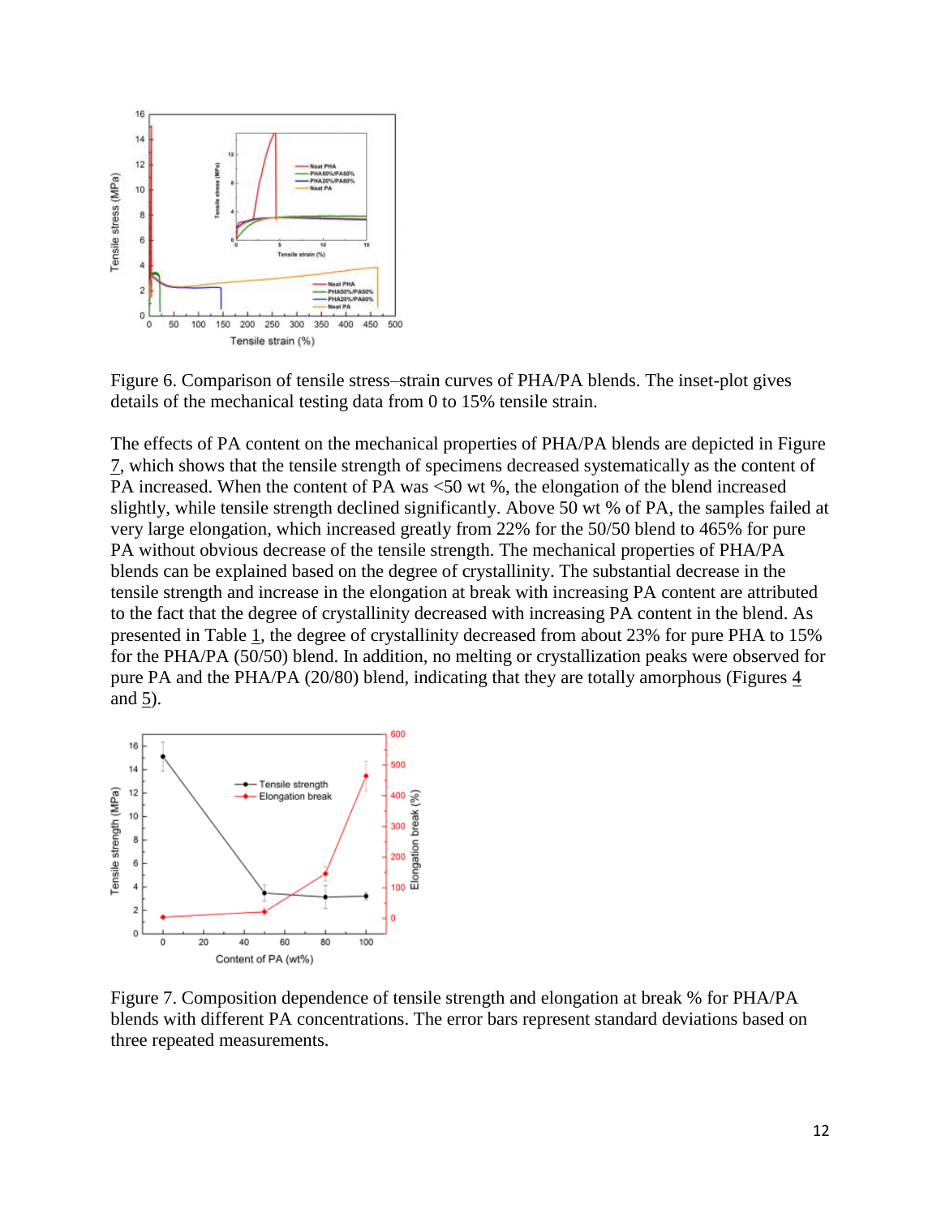Figure 6. Comparison of tensile stress–strain curves of PHA/PA blends. The inset-plot gives details of the mechanical testing data from 0 to 15% tensile strain.

The effects of PA content on the mechanical properties of PHA/PA blends are depicted in Figure 7, which shows that the tensile strength of specimens decreased systematically as the content of PA increased. When the content of PA was <50 wt %, the elongation of the blend increased slightly, while tensile strength declined significantly. Above 50 wt % of PA, the samples failed at very large elongation, which increased greatly from 22% for the 50/50 blend to 465% for pure PA without obvious decrease of the tensile strength. The mechanical properties of PHA/PA blends can be explained based on the degree of crystallinity. The substantial decrease in the tensile strength and increase in the elongation at break with increasing PA content are attributed to the fact that the degree of crystallinity decreased with increasing PA content in the blend. As presented in Table 1, the degree of crystallinity decreased from about 23% for pure PHA to 15% for the PHA/PA (50/50) blend. In addition, no melting or crystallization peaks were observed for pure PA and the PHA/PA (20/80) blend, indicating that they are totally amorphous (Figures 4 and 5).

Figure 7. Composition dependence of tensile strength and elongation at break % for PHA/PA blends with different PA concentrations. The error bars represent standard deviations based on three repeated measurements.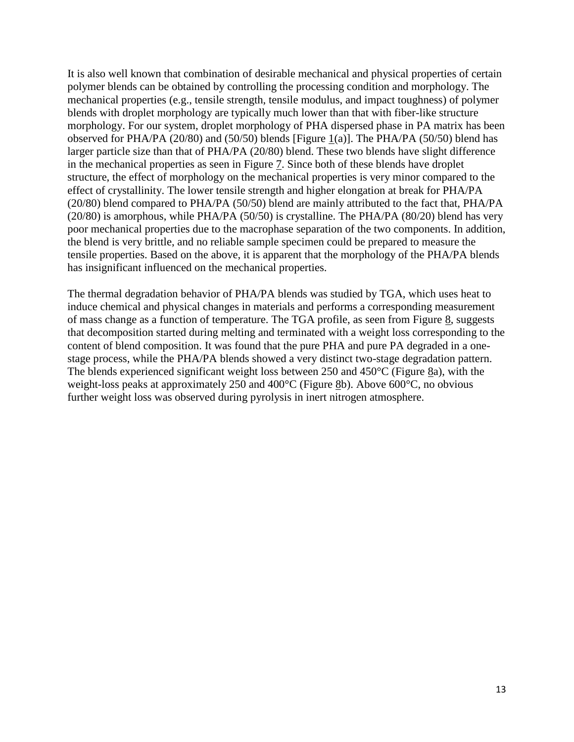It is also well known that combination of desirable mechanical and physical properties of certain polymer blends can be obtained by controlling the processing condition and morphology. The mechanical properties (e.g., tensile strength, tensile modulus, and impact toughness) of polymer blends with droplet morphology are typically much lower than that with fiber-like structure morphology. For our system, droplet morphology of PHA dispersed phase in PA matrix has been observed for PHA/PA (20/80) and (50/50) blends [Figure 1(a)]. The PHA/PA (50/50) blend has larger particle size than that of PHA/PA (20/80) blend. These two blends have slight difference in the mechanical properties as seen in Figure 7. Since both of these blends have droplet structure, the effect of morphology on the mechanical properties is very minor compared to the effect of crystallinity. The lower tensile strength and higher elongation at break for PHA/PA (20/80) blend compared to PHA/PA (50/50) blend are mainly attributed to the fact that, PHA/PA (20/80) is amorphous, while PHA/PA (50/50) is crystalline. The PHA/PA (80/20) blend has very poor mechanical properties due to the macrophase separation of the two components. In addition, the blend is very brittle, and no reliable sample specimen could be prepared to measure the tensile properties. Based on the above, it is apparent that the morphology of the PHA/PA blends has insignificant influenced on the mechanical properties.

The thermal degradation behavior of PHA/PA blends was studied by TGA, which uses heat to induce chemical and physical changes in materials and performs a corresponding measurement of mass change as a function of temperature. The TGA profile, as seen from Figure 8, suggests that decomposition started during melting and terminated with a weight loss corresponding to the content of blend composition. It was found that the pure PHA and pure PA degraded in a one-stage process, while the PHA/PA blends showed a very distinct two-stage degradation pattern. The blends experienced significant weight loss between 250 and 450°C (Figure 8a), with the weight-loss peaks at approximately 250 and 400°C (Figure 8b). Above 600°C, no obvious further weight loss was observed during pyrolysis in inert nitrogen atmosphere.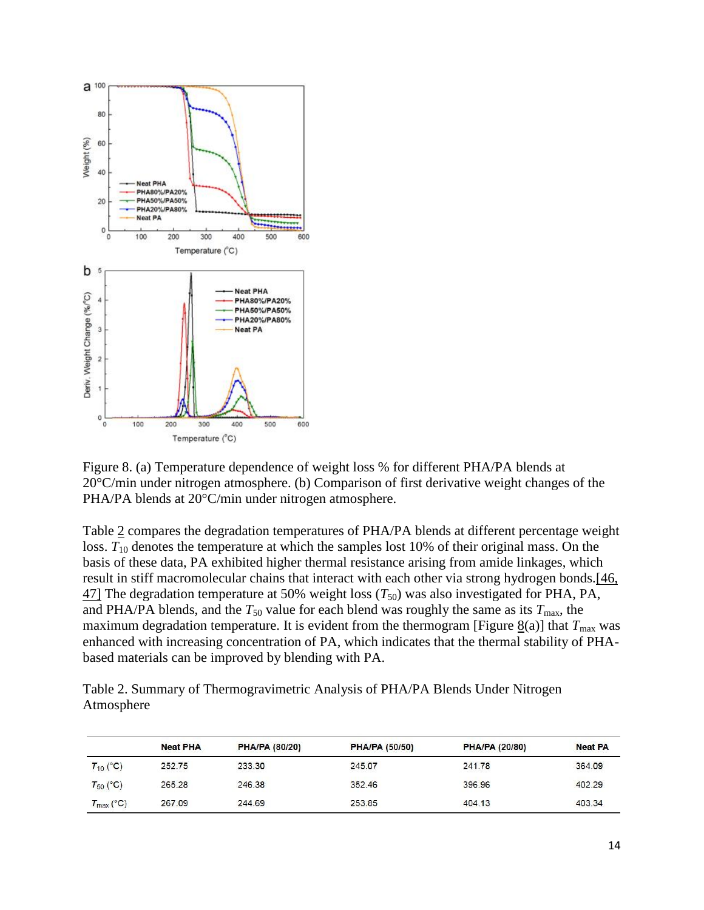Figure 8. (a) Temperature dependence of weight loss % for different PHA/PA blends at 20°C/min under nitrogen atmosphere. (b) Comparison of first derivative weight changes of the PHA/PA blends at 20°C/min under nitrogen atmosphere.

Table 2 compares the degradation temperatures of PHA/PA blends at different percentage weight loss. $T_{10}$ denotes the temperature at which the samples lost 10% of their original mass. On the basis of these data, PA exhibited higher thermal resistance arising from amide linkages, which result in stiff macromolecular chains that interact with each other via strong hydrogen bonds.[46, 47] The degradation temperature at 50% weight loss ($T_{50}$) was also investigated for PHA, PA, and PHA/PA blends, and the $T_{50}$ value for each blend was roughly the same as its $T_{max}$, the maximum degradation temperature. It is evident from the thermogram [Figure 8(a)] that $T_{max}$ was enhanced with increasing concentration of PA, which indicates that the thermal stability of PHA-based materials can be improved by blending with PA.

Table 2. Summary of Thermogravimetric Analysis of PHA/PA Blends Under Nitrogen Atmosphere

| | Neat PHA | PHA/PA (80/20) | PHA/PA (50/50) | PHA/PA (20/80) | Neat PA |
|---|---|---|---|---|---|
| $T_{10}$ (°C) | 252.75 | 233.30 | 245.07 | 241.78 | 364.09 |
| $T_{50}$ (°C) | 265.28 | 246.38 | 352.46 | 396.96 | 402.29 |
| $T_{max}$ (°C) | 267.09 | 244.69 | 253.85 | 404.13 | 403.34 |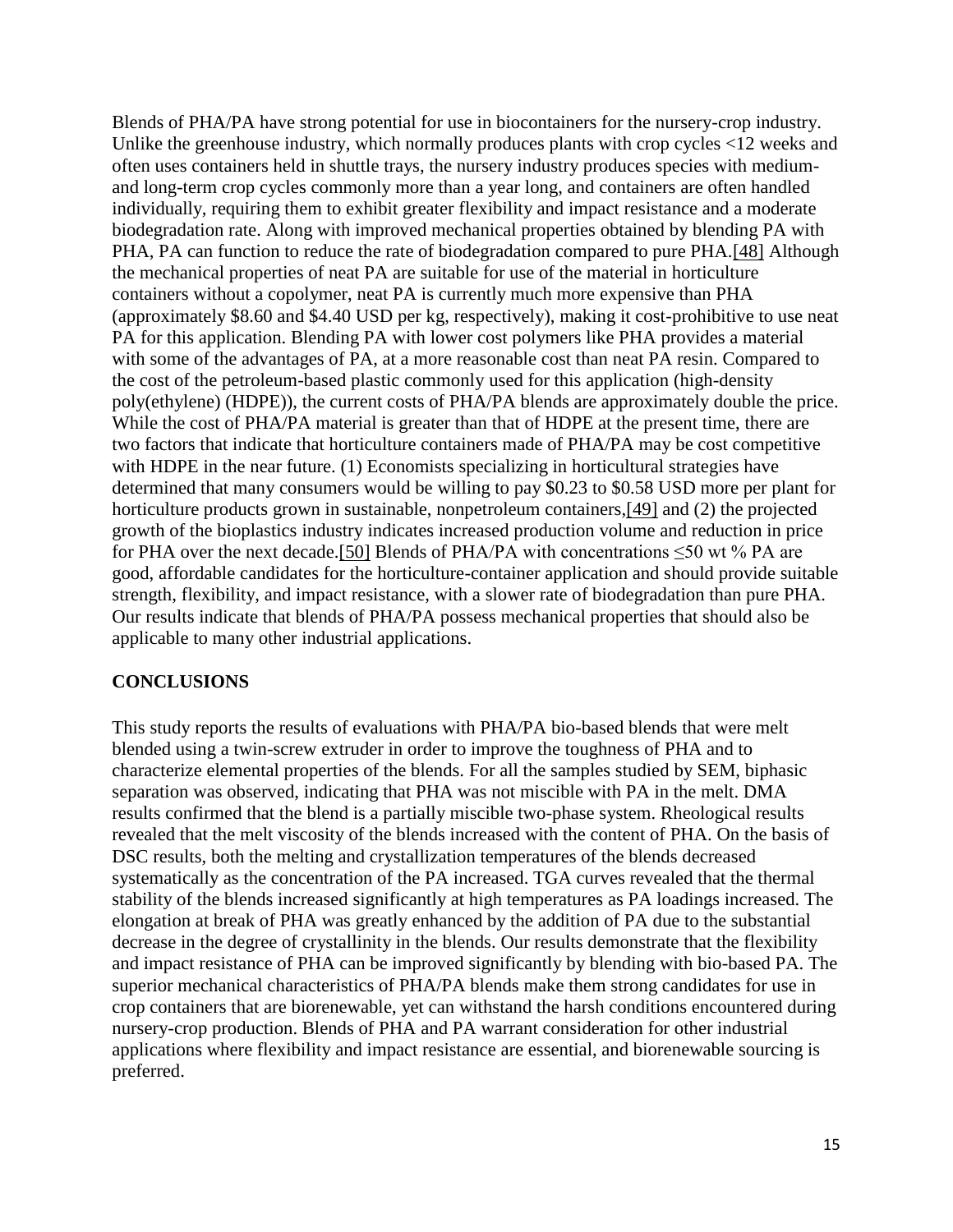Blends of PHA/PA have strong potential for use in biocontainers for the nursery-crop industry. Unlike the greenhouse industry, which normally produces plants with crop cycles <12 weeks and often uses containers held in shuttle trays, the nursery industry produces species with medium- and long-term crop cycles commonly more than a year long, and containers are often handled individually, requiring them to exhibit greater flexibility and impact resistance and a moderate biodegradation rate. Along with improved mechanical properties obtained by blending PA with PHA, PA can function to reduce the rate of biodegradation compared to pure PHA.[48] Although the mechanical properties of neat PA are suitable for use of the material in horticulture containers without a copolymer, neat PA is currently much more expensive than PHA (approximately $8.60 and $4.40 USD per kg, respectively), making it cost-prohibitive to use neat PA for this application. Blending PA with lower cost polymers like PHA provides a material with some of the advantages of PA, at a more reasonable cost than neat PA resin. Compared to the cost of the petroleum-based plastic commonly used for this application (high-density poly(ethylene) (HDPE)), the current costs of PHA/PA blends are approximately double the price. While the cost of PHA/PA material is greater than that of HDPE at the present time, there are two factors that indicate that horticulture containers made of PHA/PA may be cost competitive with HDPE in the near future. (1) Economists specializing in horticultural strategies have determined that many consumers would be willing to pay $0.23 to $0.58 USD more per plant for horticulture products grown in sustainable, nonpetroleum containers,[49] and (2) the projected growth of the bioplastics industry indicates increased production volume and reduction in price for PHA over the next decade.[50] Blends of PHA/PA with concentrations ≤50 wt % PA are good, affordable candidates for the horticulture-container application and should provide suitable strength, flexibility, and impact resistance, with a slower rate of biodegradation than pure PHA. Our results indicate that blends of PHA/PA possess mechanical properties that should also be applicable to many other industrial applications.

## CONCLUSIONS

This study reports the results of evaluations with PHA/PA bio-based blends that were melt blended using a twin-screw extruder in order to improve the toughness of PHA and to characterize elemental properties of the blends. For all the samples studied by SEM, biphasic separation was observed, indicating that PHA was not miscible with PA in the melt. DMA results confirmed that the blend is a partially miscible two-phase system. Rheological results revealed that the melt viscosity of the blends increased with the content of PHA. On the basis of DSC results, both the melting and crystallization temperatures of the blends decreased systematically as the concentration of the PA increased. TGA curves revealed that the thermal stability of the blends increased significantly at high temperatures as PA loadings increased. The elongation at break of PHA was greatly enhanced by the addition of PA due to the substantial decrease in the degree of crystallinity in the blends. Our results demonstrate that the flexibility and impact resistance of PHA can be improved significantly by blending with bio-based PA. The superior mechanical characteristics of PHA/PA blends make them strong candidates for use in crop containers that are biorenewable, yet can withstand the harsh conditions encountered during nursery-crop production. Blends of PHA and PA warrant consideration for other industrial applications where flexibility and impact resistance are essential, and biorenewable sourcing is preferred.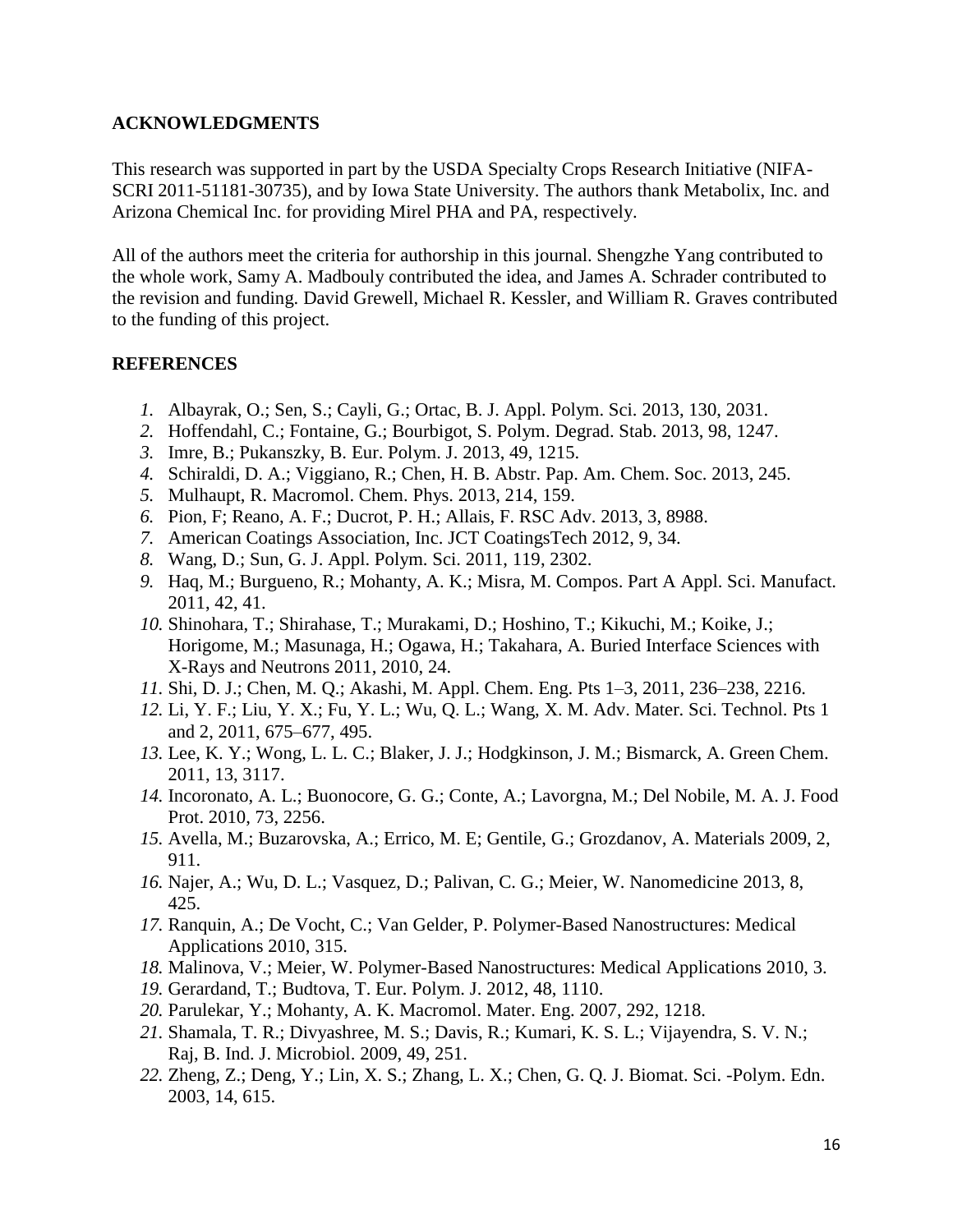## ACKNOWLEDGMENTS

This research was supported in part by the USDA Specialty Crops Research Initiative (NIFA-SCRI 2011-51181-30735), and by Iowa State University. The authors thank Metabolix, Inc. and Arizona Chemical Inc. for providing Mirel PHA and PA, respectively.

All of the authors meet the criteria for authorship in this journal. Shengzhe Yang contributed to the whole work, Samy A. Madbouly contributed the idea, and James A. Schrader contributed to the revision and funding. David Grewell, Michael R. Kessler, and William R. Graves contributed to the funding of this project.

## REFERENCES

1. Albayrak, O.; Sen, S.; Cayli, G.; Ortac, B. J. Appl. Polym. Sci. 2013, 130, 2031.
2. Hoffendahl, C.; Fontaine, G.; Bourbigot, S. Polym. Degrad. Stab. 2013, 98, 1247.
3. Imre, B.; Pukanszky, B. Eur. Polym. J. 2013, 49, 1215.
4. Schiraldi, D. A.; Viggiano, R.; Chen, H. B. Abstr. Pap. Am. Chem. Soc. 2013, 245.
5. Mulhaupt, R. Macromol. Chem. Phys. 2013, 214, 159.
6. Pion, F; Reano, A. F.; Ducrot, P. H.; Allais, F. RSC Adv. 2013, 3, 8988.
7. American Coatings Association, Inc. JCT CoatingsTech 2012, 9, 34.
8. Wang, D.; Sun, G. J. Appl. Polym. Sci. 2011, 119, 2302.
9. Haq, M.; Burgueno, R.; Mohanty, A. K.; Misra, M. Compos. Part A Appl. Sci. Manufact. 2011, 42, 41.
10. Shinohara, T.; Shirahase, T.; Murakami, D.; Hoshino, T.; Kikuchi, M.; Koike, J.; Horigome, M.; Masunaga, H.; Ogawa, H.; Takahara, A. Buried Interface Sciences with X-Rays and Neutrons 2011, 2010, 24.
11. Shi, D. J.; Chen, M. Q.; Akashi, M. Appl. Chem. Eng. Pts 1–3, 2011, 236–238, 2216.
12. Li, Y. F.; Liu, Y. X.; Fu, Y. L.; Wu, Q. L.; Wang, X. M. Adv. Mater. Sci. Technol. Pts 1 and 2, 2011, 675–677, 495.
13. Lee, K. Y.; Wong, L. L. C.; Blaker, J. J.; Hodgkinson, J. M.; Bismarck, A. Green Chem. 2011, 13, 3117.
14. Incoronato, A. L.; Buonocore, G. G.; Conte, A.; Lavorgna, M.; Del Nobile, M. A. J. Food Prot. 2010, 73, 2256.
15. Avella, M.; Buzarovska, A.; Errico, M. E; Gentile, G.; Grozdanov, A. Materials 2009, 2, 911.
16. Najer, A.; Wu, D. L.; Vasquez, D.; Palivan, C. G.; Meier, W. Nanomedicine 2013, 8, 425.
17. Ranquin, A.; De Vocht, C.; Van Gelder, P. Polymer-Based Nanostructures: Medical Applications 2010, 315.
18. Malinova, V.; Meier, W. Polymer-Based Nanostructures: Medical Applications 2010, 3.
19. Gerardand, T.; Budtova, T. Eur. Polym. J. 2012, 48, 1110.
20. Parulekar, Y.; Mohanty, A. K. Macromol. Mater. Eng. 2007, 292, 1218.
21. Shamala, T. R.; Divyashree, M. S.; Davis, R.; Kumari, K. S. L.; Vijayendra, S. V. N.; Raj, B. Ind. J. Microbiol. 2009, 49, 251.
22. Zheng, Z.; Deng, Y.; Lin, X. S.; Zhang, L. X.; Chen, G. Q. J. Biomat. Sci. -Polym. Edn. 2003, 14, 615.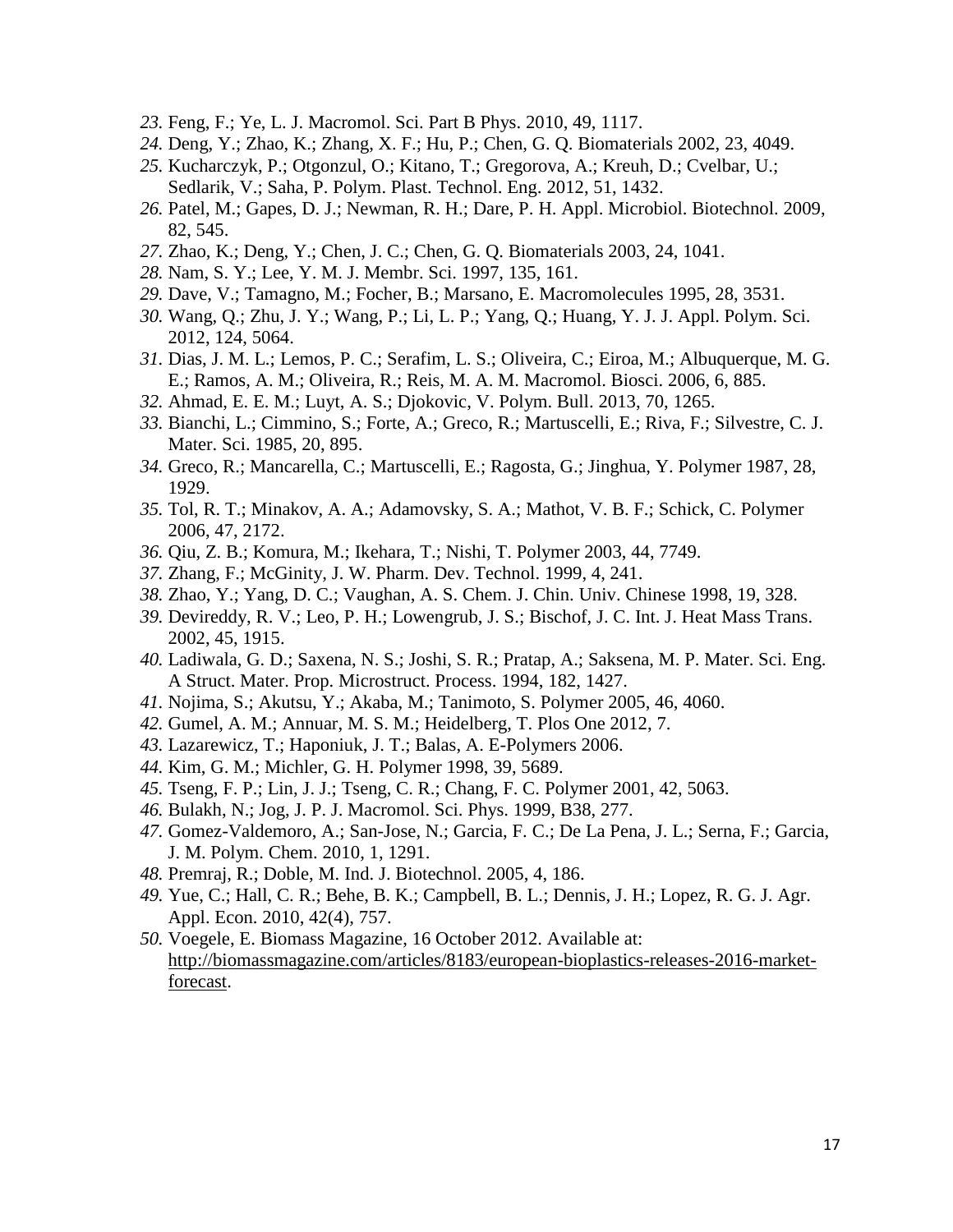23. Feng, F.; Ye, L. J. Macromol. Sci. Part B Phys. 2010, 49, 1117.
24. Deng, Y.; Zhao, K.; Zhang, X. F.; Hu, P.; Chen, G. Q. Biomaterials 2002, 23, 4049.
25. Kucharczyk, P.; Otgonzul, O.; Kitano, T.; Gregorova, A.; Kreuh, D.; Cvelbar, U.; Sedlarik, V.; Saha, P. Polym. Plast. Technol. Eng. 2012, 51, 1432.
26. Patel, M.; Gapes, D. J.; Newman, R. H.; Dare, P. H. Appl. Microbiol. Biotechnol. 2009, 82, 545.
27. Zhao, K.; Deng, Y.; Chen, J. C.; Chen, G. Q. Biomaterials 2003, 24, 1041.
28. Nam, S. Y.; Lee, Y. M. J. Membr. Sci. 1997, 135, 161.
29. Dave, V.; Tamagno, M.; Focher, B.; Marsano, E. Macromolecules 1995, 28, 3531.
30. Wang, Q.; Zhu, J. Y.; Wang, P.; Li, L. P.; Yang, Q.; Huang, Y. J. J. Appl. Polym. Sci. 2012, 124, 5064.
31. Dias, J. M. L.; Lemos, P. C.; Serafim, L. S.; Oliveira, C.; Eiroa, M.; Albuquerque, M. G. E.; Ramos, A. M.; Oliveira, R.; Reis, M. A. M. Macromol. Biosci. 2006, 6, 885.
32. Ahmad, E. E. M.; Luyt, A. S.; Djokovic, V. Polym. Bull. 2013, 70, 1265.
33. Bianchi, L.; Cimmino, S.; Forte, A.; Greco, R.; Martuscelli, E.; Riva, F.; Silvestre, C. J. Mater. Sci. 1985, 20, 895.
34. Greco, R.; Mancarella, C.; Martuscelli, E.; Ragosta, G.; Jinghua, Y. Polymer 1987, 28, 1929.
35. Tol, R. T.; Minakov, A. A.; Adamovsky, S. A.; Mathot, V. B. F.; Schick, C. Polymer 2006, 47, 2172.
36. Qiu, Z. B.; Komura, M.; Ikehara, T.; Nishi, T. Polymer 2003, 44, 7749.
37. Zhang, F.; McGinity, J. W. Pharm. Dev. Technol. 1999, 4, 241.
38. Zhao, Y.; Yang, D. C.; Vaughan, A. S. Chem. J. Chin. Univ. Chinese 1998, 19, 328.
39. Devireddy, R. V.; Leo, P. H.; Lowengrub, J. S.; Bischof, J. C. Int. J. Heat Mass Trans. 2002, 45, 1915.
40. Ladiwala, G. D.; Saxena, N. S.; Joshi, S. R.; Pratap, A.; Saksena, M. P. Mater. Sci. Eng. A Struct. Mater. Prop. Microstruct. Process. 1994, 182, 1427.
41. Nojima, S.; Akutsu, Y.; Akaba, M.; Tanimoto, S. Polymer 2005, 46, 4060.
42. Gumel, A. M.; Annuar, M. S. M.; Heidelberg, T. Plos One 2012, 7.
43. Lazarewicz, T.; Haponiuk, J. T.; Balas, A. E-Polymers 2006.
44. Kim, G. M.; Michler, G. H. Polymer 1998, 39, 5689.
45. Tseng, F. P.; Lin, J. J.; Tseng, C. R.; Chang, F. C. Polymer 2001, 42, 5063.
46. Bulakh, N.; Jog, J. P. J. Macromol. Sci. Phys. 1999, B38, 277.
47. Gomez-Valdemoro, A.; San-Jose, N.; Garcia, F. C.; De La Pena, J. L.; Serna, F.; Garcia, J. M. Polym. Chem. 2010, 1, 1291.
48. Premraj, R.; Doble, M. Ind. J. Biotechnol. 2005, 4, 186.
49. Yue, C.; Hall, C. R.; Behe, B. K.; Campbell, B. L.; Dennis, J. H.; Lopez, R. G. J. Agr. Appl. Econ. 2010, 42(4), 757.
50. Voegele, E. Biomass Magazine, 16 October 2012. Available at: http://biomassmagazine.com/articles/8183/european-bioplastics-releases-2016-market-forecast.